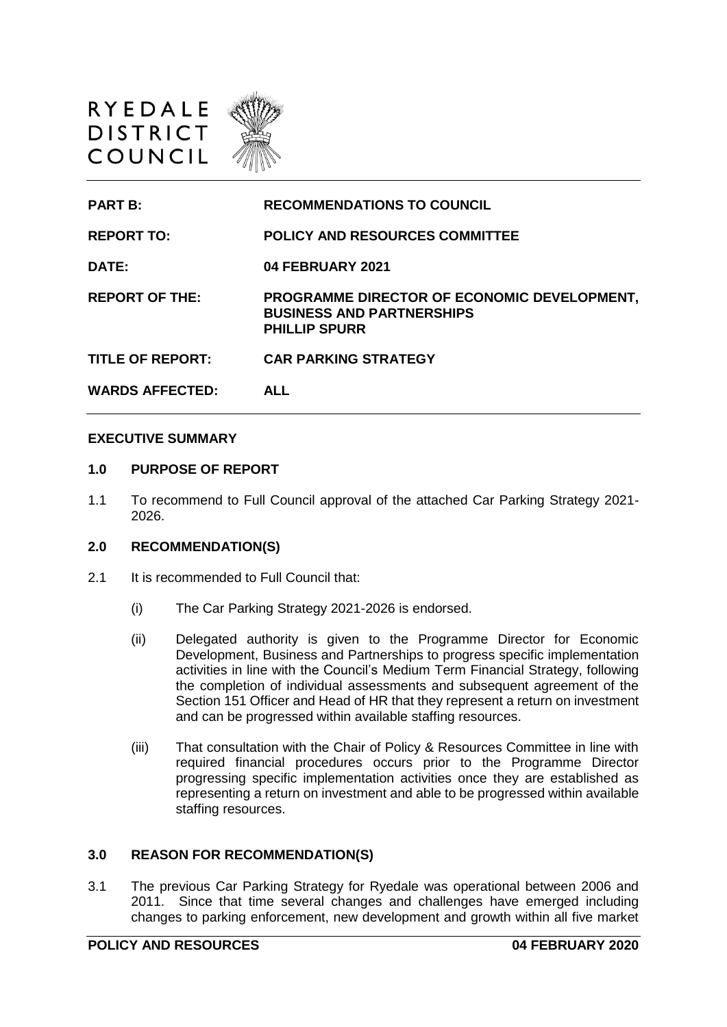RYEDALE DISTRICT COUNCIL

| | |
|---|---|
| **PART B:** | **RECOMMENDATIONS TO COUNCIL** |
| **REPORT TO:** | **POLICY AND RESOURCES COMMITTEE** |
| **DATE:** | **04 FEBRUARY 2021** |
| **REPORT OF THE:** | **PROGRAMME DIRECTOR OF ECONOMIC DEVELOPMENT, BUSINESS AND PARTNERSHIPS PHILLIP SPURR** |
| **TITLE OF REPORT:** | **CAR PARKING STRATEGY** |
| **WARDS AFFECTED:** | **ALL** |

## EXECUTIVE SUMMARY

### 1.0 PURPOSE OF REPORT

1.1 To recommend to Full Council approval of the attached Car Parking Strategy 2021-2026.

### 2.0 RECOMMENDATION(S)

2.1 It is recommended to Full Council that:

(i) The Car Parking Strategy 2021-2026 is endorsed.

(ii) Delegated authority is given to the Programme Director for Economic Development, Business and Partnerships to progress specific implementation activities in line with the Council's Medium Term Financial Strategy, following the completion of individual assessments and subsequent agreement of the Section 151 Officer and Head of HR that they represent a return on investment and can be progressed within available staffing resources.

(iii) That consultation with the Chair of Policy & Resources Committee in line with required financial procedures occurs prior to the Programme Director progressing specific implementation activities once they are established as representing a return on investment and able to be progressed within available staffing resources.

### 3.0 REASON FOR RECOMMENDATION(S)

3.1 The previous Car Parking Strategy for Ryedale was operational between 2006 and 2011. Since that time several changes and challenges have emerged including changes to parking enforcement, new development and growth within all five market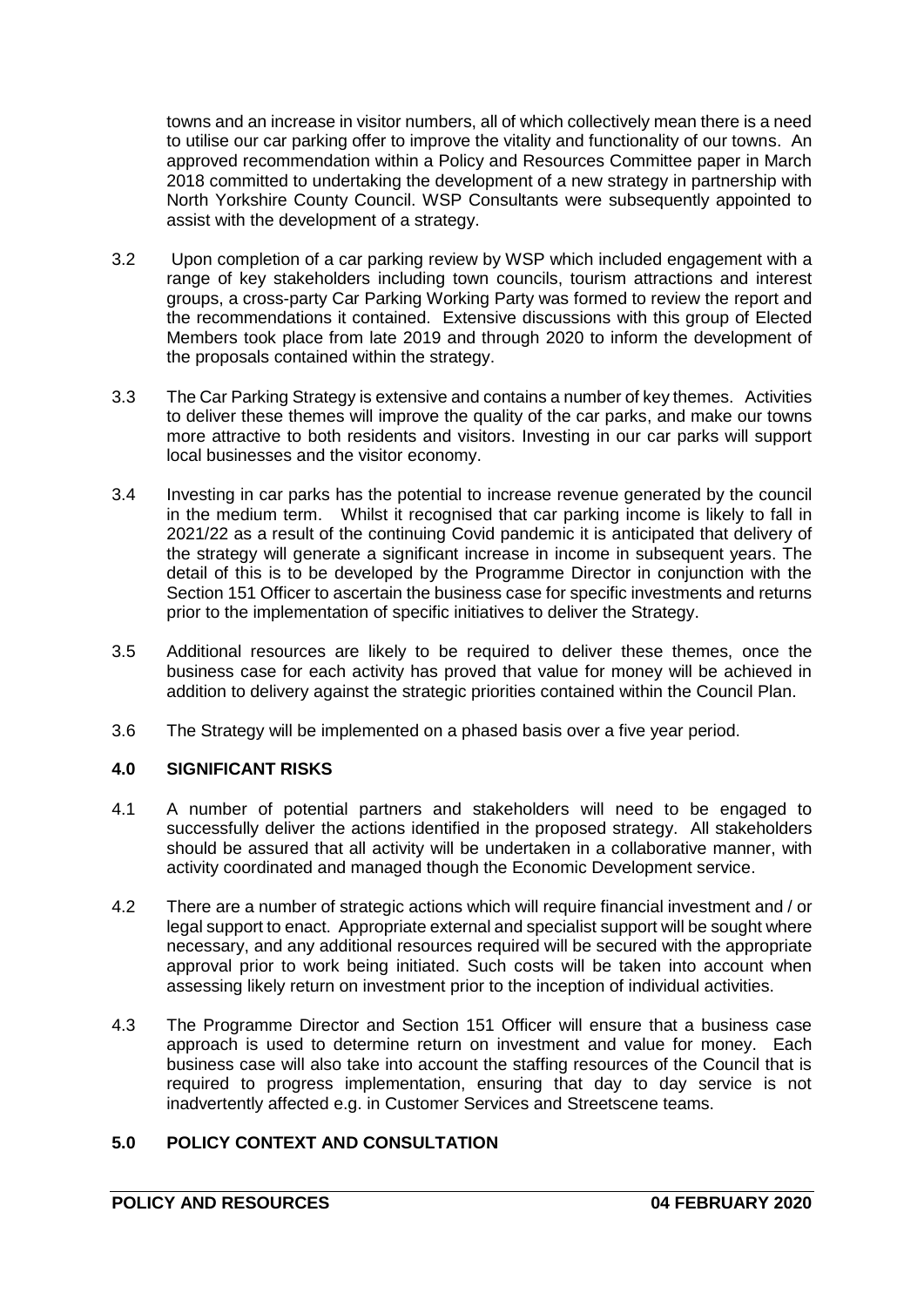towns and an increase in visitor numbers, all of which collectively mean there is a need to utilise our car parking offer to improve the vitality and functionality of our towns. An approved recommendation within a Policy and Resources Committee paper in March 2018 committed to undertaking the development of a new strategy in partnership with North Yorkshire County Council. WSP Consultants were subsequently appointed to assist with the development of a strategy.

3.2 Upon completion of a car parking review by WSP which included engagement with a range of key stakeholders including town councils, tourism attractions and interest groups, a cross-party Car Parking Working Party was formed to review the report and the recommendations it contained. Extensive discussions with this group of Elected Members took place from late 2019 and through 2020 to inform the development of the proposals contained within the strategy.

3.3 The Car Parking Strategy is extensive and contains a number of key themes. Activities to deliver these themes will improve the quality of the car parks, and make our towns more attractive to both residents and visitors. Investing in our car parks will support local businesses and the visitor economy.

3.4 Investing in car parks has the potential to increase revenue generated by the council in the medium term. Whilst it recognised that car parking income is likely to fall in 2021/22 as a result of the continuing Covid pandemic it is anticipated that delivery of the strategy will generate a significant increase in income in subsequent years. The detail of this is to be developed by the Programme Director in conjunction with the Section 151 Officer to ascertain the business case for specific investments and returns prior to the implementation of specific initiatives to deliver the Strategy.

3.5 Additional resources are likely to be required to deliver these themes, once the business case for each activity has proved that value for money will be achieved in addition to delivery against the strategic priorities contained within the Council Plan.

3.6 The Strategy will be implemented on a phased basis over a five year period.

## 4.0 SIGNIFICANT RISKS

4.1 A number of potential partners and stakeholders will need to be engaged to successfully deliver the actions identified in the proposed strategy. All stakeholders should be assured that all activity will be undertaken in a collaborative manner, with activity coordinated and managed though the Economic Development service.

4.2 There are a number of strategic actions which will require financial investment and / or legal support to enact. Appropriate external and specialist support will be sought where necessary, and any additional resources required will be secured with the appropriate approval prior to work being initiated. Such costs will be taken into account when assessing likely return on investment prior to the inception of individual activities.

4.3 The Programme Director and Section 151 Officer will ensure that a business case approach is used to determine return on investment and value for money. Each business case will also take into account the staffing resources of the Council that is required to progress implementation, ensuring that day to day service is not inadvertently affected e.g. in Customer Services and Streetscene teams.

## 5.0 POLICY CONTEXT AND CONSULTATION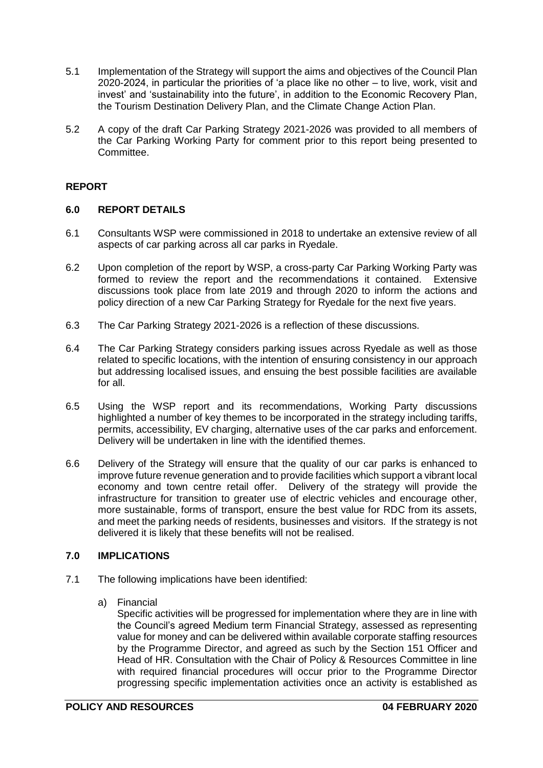5.1 Implementation of the Strategy will support the aims and objectives of the Council Plan 2020-2024, in particular the priorities of 'a place like no other – to live, work, visit and invest' and 'sustainability into the future', in addition to the Economic Recovery Plan, the Tourism Destination Delivery Plan, and the Climate Change Action Plan.

5.2 A copy of the draft Car Parking Strategy 2021-2026 was provided to all members of the Car Parking Working Party for comment prior to this report being presented to Committee.

## REPORT

### 6.0 REPORT DETAILS

6.1 Consultants WSP were commissioned in 2018 to undertake an extensive review of all aspects of car parking across all car parks in Ryedale.

6.2 Upon completion of the report by WSP, a cross-party Car Parking Working Party was formed to review the report and the recommendations it contained. Extensive discussions took place from late 2019 and through 2020 to inform the actions and policy direction of a new Car Parking Strategy for Ryedale for the next five years.

6.3 The Car Parking Strategy 2021-2026 is a reflection of these discussions.

6.4 The Car Parking Strategy considers parking issues across Ryedale as well as those related to specific locations, with the intention of ensuring consistency in our approach but addressing localised issues, and ensuing the best possible facilities are available for all.

6.5 Using the WSP report and its recommendations, Working Party discussions highlighted a number of key themes to be incorporated in the strategy including tariffs, permits, accessibility, EV charging, alternative uses of the car parks and enforcement. Delivery will be undertaken in line with the identified themes.

6.6 Delivery of the Strategy will ensure that the quality of our car parks is enhanced to improve future revenue generation and to provide facilities which support a vibrant local economy and town centre retail offer. Delivery of the strategy will provide the infrastructure for transition to greater use of electric vehicles and encourage other, more sustainable, forms of transport, ensure the best value for RDC from its assets, and meet the parking needs of residents, businesses and visitors. If the strategy is not delivered it is likely that these benefits will not be realised.

### 7.0 IMPLICATIONS

7.1 The following implications have been identified:

a) Financial
Specific activities will be progressed for implementation where they are in line with the Council's agreed Medium term Financial Strategy, assessed as representing value for money and can be delivered within available corporate staffing resources by the Programme Director, and agreed as such by the Section 151 Officer and Head of HR. Consultation with the Chair of Policy & Resources Committee in line with required financial procedures will occur prior to the Programme Director progressing specific implementation activities once an activity is established as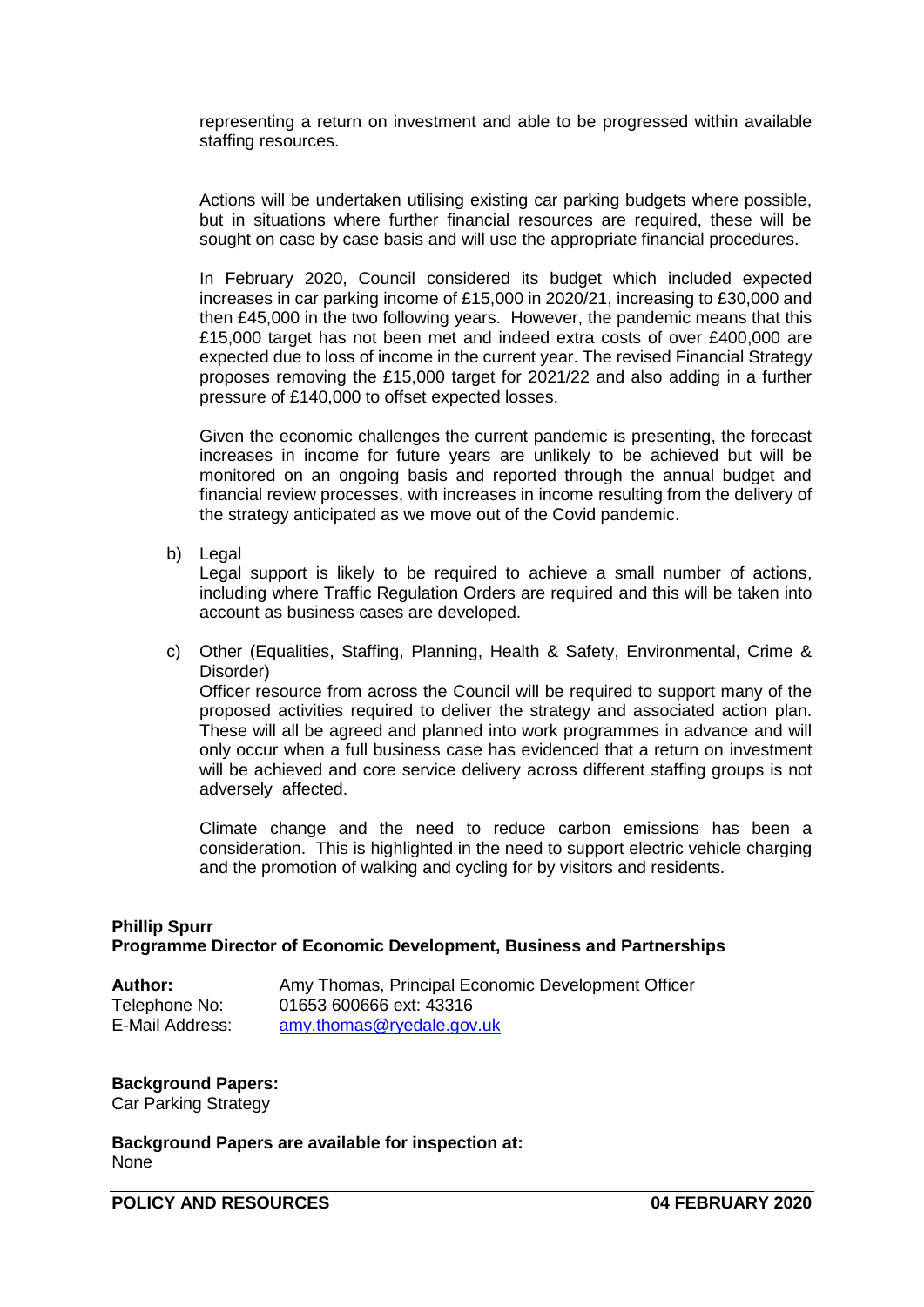representing a return on investment and able to be progressed within available staffing resources.

Actions will be undertaken utilising existing car parking budgets where possible, but in situations where further financial resources are required, these will be sought on case by case basis and will use the appropriate financial procedures.

In February 2020, Council considered its budget which included expected increases in car parking income of £15,000 in 2020/21, increasing to £30,000 and then £45,000 in the two following years. However, the pandemic means that this £15,000 target has not been met and indeed extra costs of over £400,000 are expected due to loss of income in the current year. The revised Financial Strategy proposes removing the £15,000 target for 2021/22 and also adding in a further pressure of £140,000 to offset expected losses.

Given the economic challenges the current pandemic is presenting, the forecast increases in income for future years are unlikely to be achieved but will be monitored on an ongoing basis and reported through the annual budget and financial review processes, with increases in income resulting from the delivery of the strategy anticipated as we move out of the Covid pandemic.

b) Legal

Legal support is likely to be required to achieve a small number of actions, including where Traffic Regulation Orders are required and this will be taken into account as business cases are developed.

c) Other (Equalities, Staffing, Planning, Health & Safety, Environmental, Crime & Disorder)

Officer resource from across the Council will be required to support many of the proposed activities required to deliver the strategy and associated action plan. These will all be agreed and planned into work programmes in advance and will only occur when a full business case has evidenced that a return on investment will be achieved and core service delivery across different staffing groups is not adversely affected.

Climate change and the need to reduce carbon emissions has been a consideration. This is highlighted in the need to support electric vehicle charging and the promotion of walking and cycling for by visitors and residents.

**Phillip Spurr**
**Programme Director of Economic Development, Business and Partnerships**

| | |
|---|---|
| **Author:** | Amy Thomas, Principal Economic Development Officer |
| Telephone No: | 01653 600666 ext: 43316 |
| E-Mail Address: | amy.thomas@ryedale.gov.uk |

**Background Papers:**
Car Parking Strategy

**Background Papers are available for inspection at:**
None